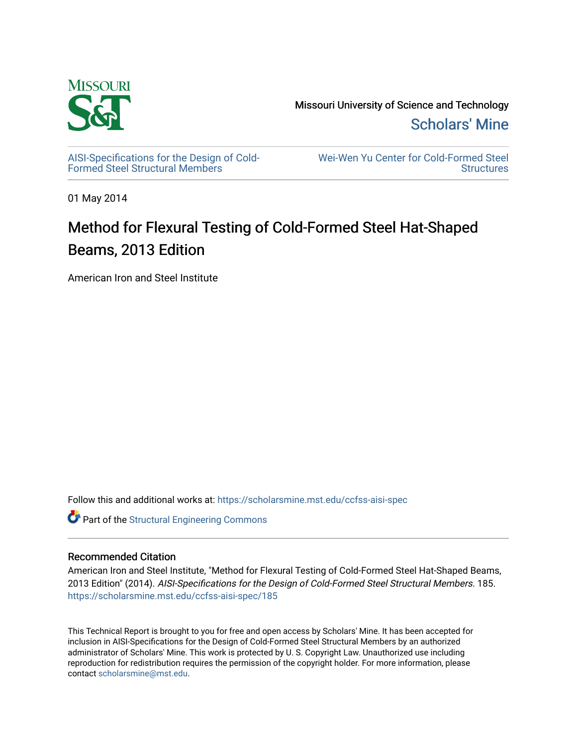Missouri University of Science and Technology

Scholars' Mine

AISI-Specifications for the Design of Cold-Formed Steel Structural Members

Wei-Wen Yu Center for Cold-Formed Steel Structures

01 May 2014

# Method for Flexural Testing of Cold-Formed Steel Hat-Shaped Beams, 2013 Edition

American Iron and Steel Institute

Follow this and additional works at: https://scholarsmine.mst.edu/ccfss-aisi-spec

Part of the Structural Engineering Commons

## Recommended Citation

American Iron and Steel Institute, "Method for Flexural Testing of Cold-Formed Steel Hat-Shaped Beams, 2013 Edition" (2014). *AISI-Specifications for the Design of Cold-Formed Steel Structural Members*. 185.
https://scholarsmine.mst.edu/ccfss-aisi-spec/185

This Technical Report is brought to you for free and open access by Scholars' Mine. It has been accepted for inclusion in AISI-Specifications for the Design of Cold-Formed Steel Structural Members by an authorized administrator of Scholars' Mine. This work is protected by U. S. Copyright Law. Unauthorized use including reproduction for redistribution requires the permission of the copyright holder. For more information, please contact scholarsmine@mst.edu.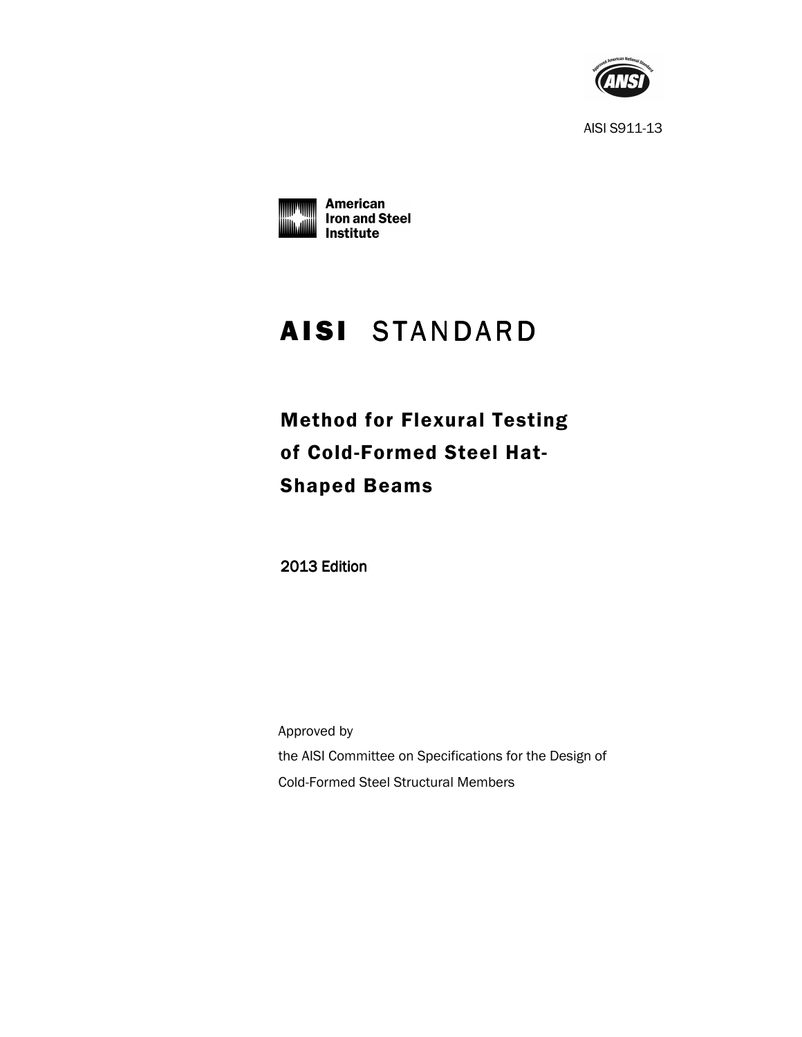AISI S911-13

American Iron and Steel Institute

# AISI STANDARD

## Method for Flexural Testing of Cold-Formed Steel Hat-Shaped Beams

2013 Edition

Approved by
the AISI Committee on Specifications for the Design of
Cold-Formed Steel Structural Members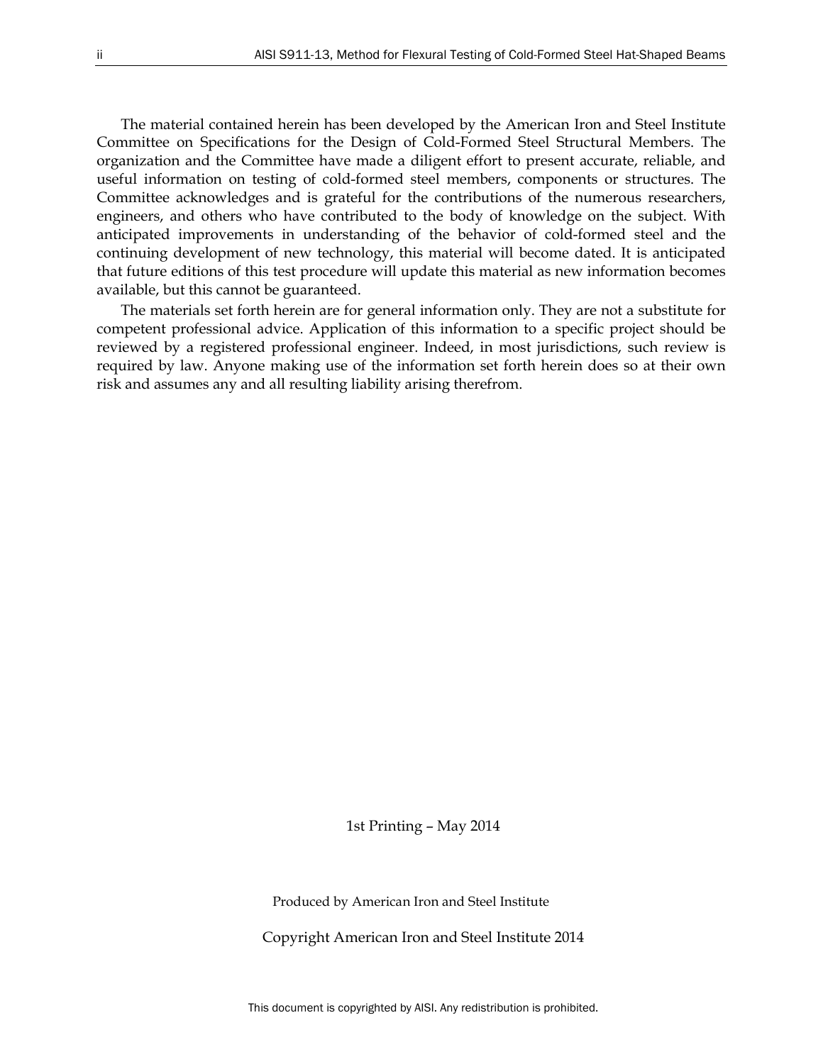The material contained herein has been developed by the American Iron and Steel Institute Committee on Specifications for the Design of Cold-Formed Steel Structural Members. The organization and the Committee have made a diligent effort to present accurate, reliable, and useful information on testing of cold-formed steel members, components or structures. The Committee acknowledges and is grateful for the contributions of the numerous researchers, engineers, and others who have contributed to the body of knowledge on the subject. With anticipated improvements in understanding of the behavior of cold-formed steel and the continuing development of new technology, this material will become dated. It is anticipated that future editions of this test procedure will update this material as new information becomes available, but this cannot be guaranteed.

The materials set forth herein are for general information only. They are not a substitute for competent professional advice. Application of this information to a specific project should be reviewed by a registered professional engineer. Indeed, in most jurisdictions, such review is required by law. Anyone making use of the information set forth herein does so at their own risk and assumes any and all resulting liability arising therefrom.

1st Printing – May 2014

Produced by American Iron and Steel Institute

Copyright American Iron and Steel Institute 2014

This document is copyrighted by AISI. Any redistribution is prohibited.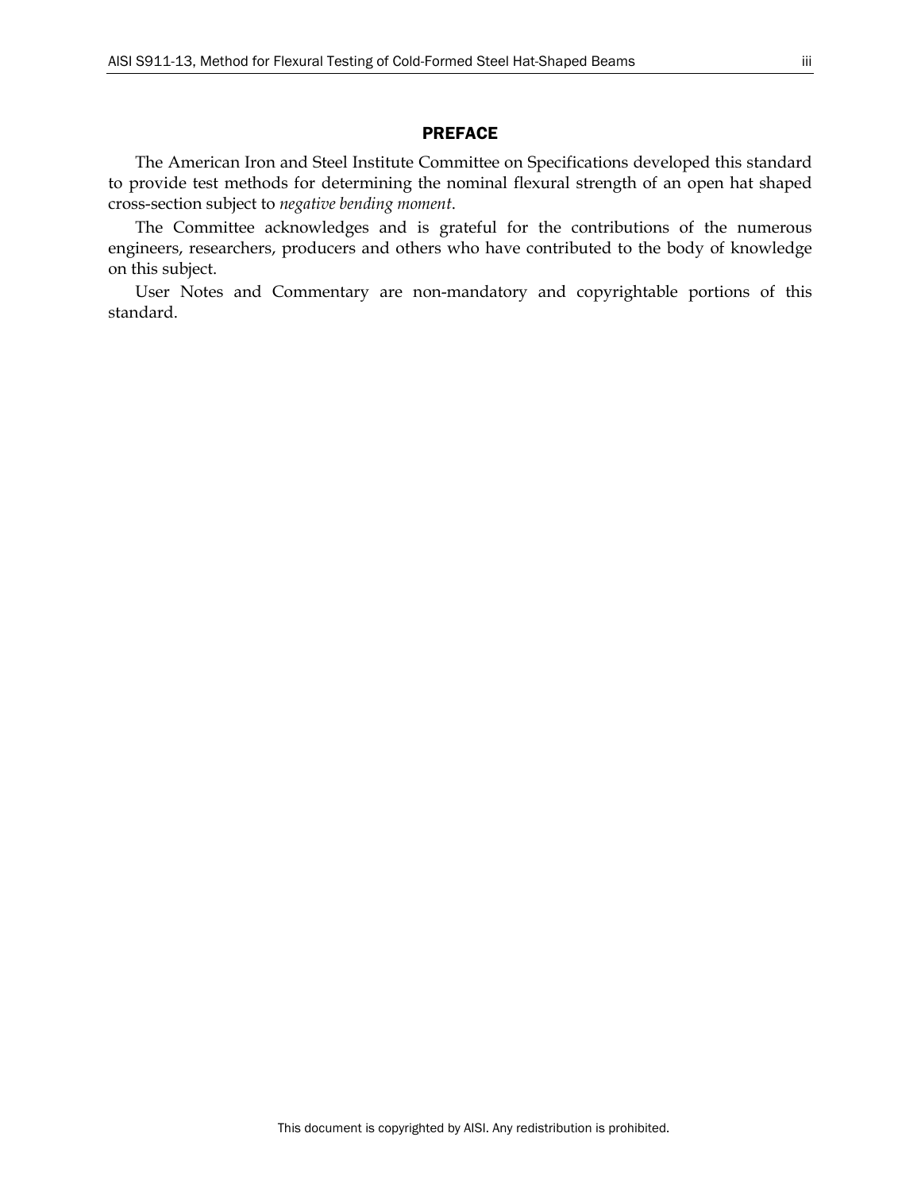## PREFACE

The American Iron and Steel Institute Committee on Specifications developed this standard to provide test methods for determining the nominal flexural strength of an open hat shaped cross-section subject to *negative bending moment*.

The Committee acknowledges and is grateful for the contributions of the numerous engineers, researchers, producers and others who have contributed to the body of knowledge on this subject.

User Notes and Commentary are non-mandatory and copyrightable portions of this standard.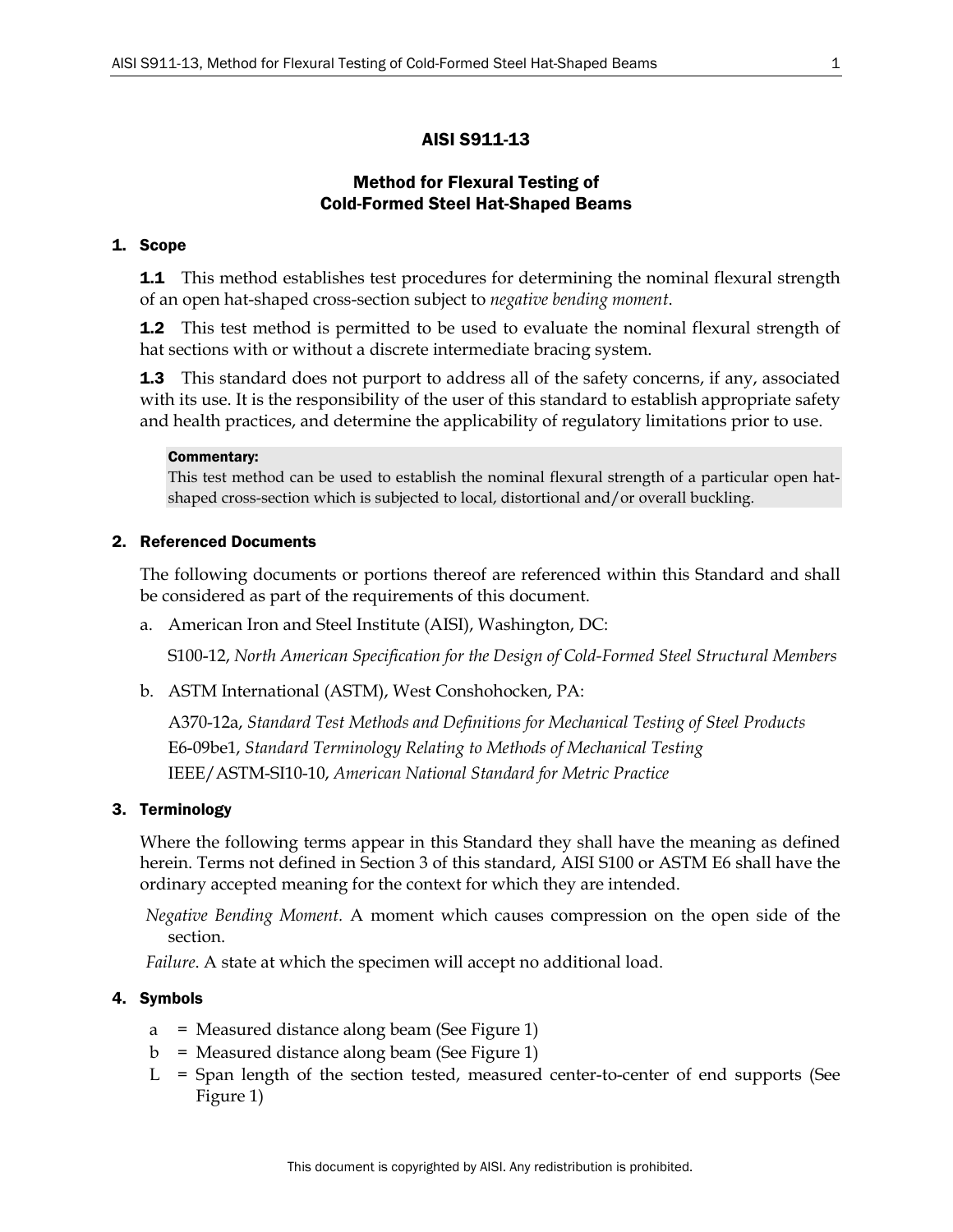# AISI S911-13

## Method for Flexural Testing of Cold-Formed Steel Hat-Shaped Beams

### 1. Scope

**1.1** This method establishes test procedures for determining the nominal flexural strength of an open hat-shaped cross-section subject to *negative bending moment*.

**1.2** This test method is permitted to be used to evaluate the nominal flexural strength of hat sections with or without a discrete intermediate bracing system.

**1.3** This standard does not purport to address all of the safety concerns, if any, associated with its use. It is the responsibility of the user of this standard to establish appropriate safety and health practices, and determine the applicability of regulatory limitations prior to use.

> **Commentary:**
> This test method can be used to establish the nominal flexural strength of a particular open hat-shaped cross-section which is subjected to local, distortional and/or overall buckling.

### 2. Referenced Documents

The following documents or portions thereof are referenced within this Standard and shall be considered as part of the requirements of this document.

a. American Iron and Steel Institute (AISI), Washington, DC:

   S100-12, *North American Specification for the Design of Cold-Formed Steel Structural Members*

b. ASTM International (ASTM), West Conshohocken, PA:

   A370-12a, *Standard Test Methods and Definitions for Mechanical Testing of Steel Products*
   E6-09be1, *Standard Terminology Relating to Methods of Mechanical Testing*
   IEEE/ASTM-SI10-10, *American National Standard for Metric Practice*

### 3. Terminology

Where the following terms appear in this Standard they shall have the meaning as defined herein. Terms not defined in Section 3 of this standard, AISI S100 or ASTM E6 shall have the ordinary accepted meaning for the context for which they are intended.

*Negative Bending Moment*. A moment which causes compression on the open side of the section.

*Failure*. A state at which the specimen will accept no additional load.

### 4. Symbols

- a = Measured distance along beam (See Figure 1)
- b = Measured distance along beam (See Figure 1)
- L = Span length of the section tested, measured center-to-center of end supports (See Figure 1)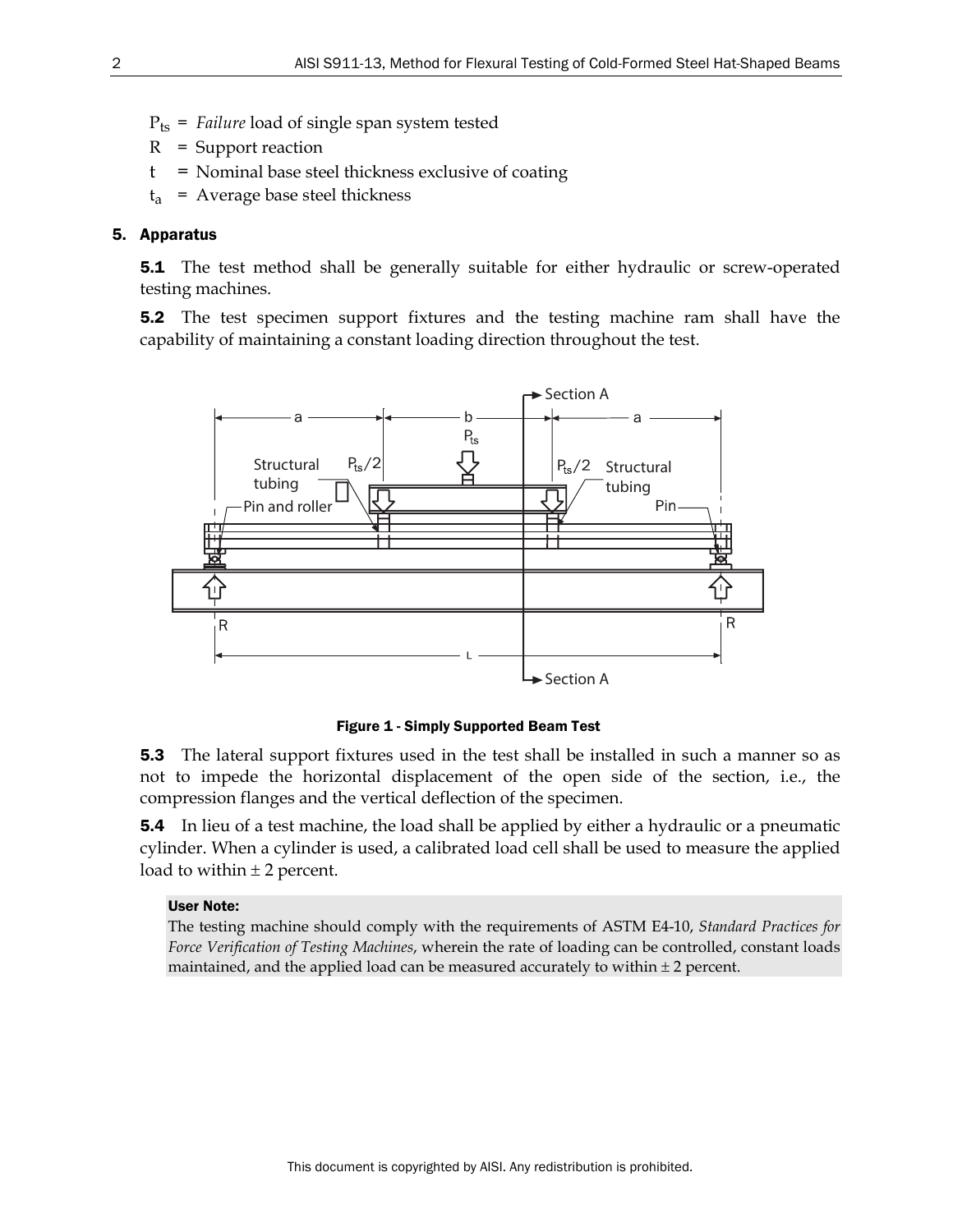$P_{ts}$ = *Failure* load of single span system tested

R = Support reaction

t = Nominal base steel thickness exclusive of coating

$t_a$ = Average base steel thickness

## 5. Apparatus

**5.1** The test method shall be generally suitable for either hydraulic or screw-operated testing machines.

**5.2** The test specimen support fixtures and the testing machine ram shall have the capability of maintaining a constant loading direction throughout the test.

**Figure 1 - Simply Supported Beam Test**

**5.3** The lateral support fixtures used in the test shall be installed in such a manner so as not to impede the horizontal displacement of the open side of the section, i.e., the compression flanges and the vertical deflection of the specimen.

**5.4** In lieu of a test machine, the load shall be applied by either a hydraulic or a pneumatic cylinder. When a cylinder is used, a calibrated load cell shall be used to measure the applied load to within ± 2 percent.

**User Note:**

The testing machine should comply with the requirements of ASTM E4-10, *Standard Practices for Force Verification of Testing Machines*, wherein the rate of loading can be controlled, constant loads maintained, and the applied load can be measured accurately to within ± 2 percent.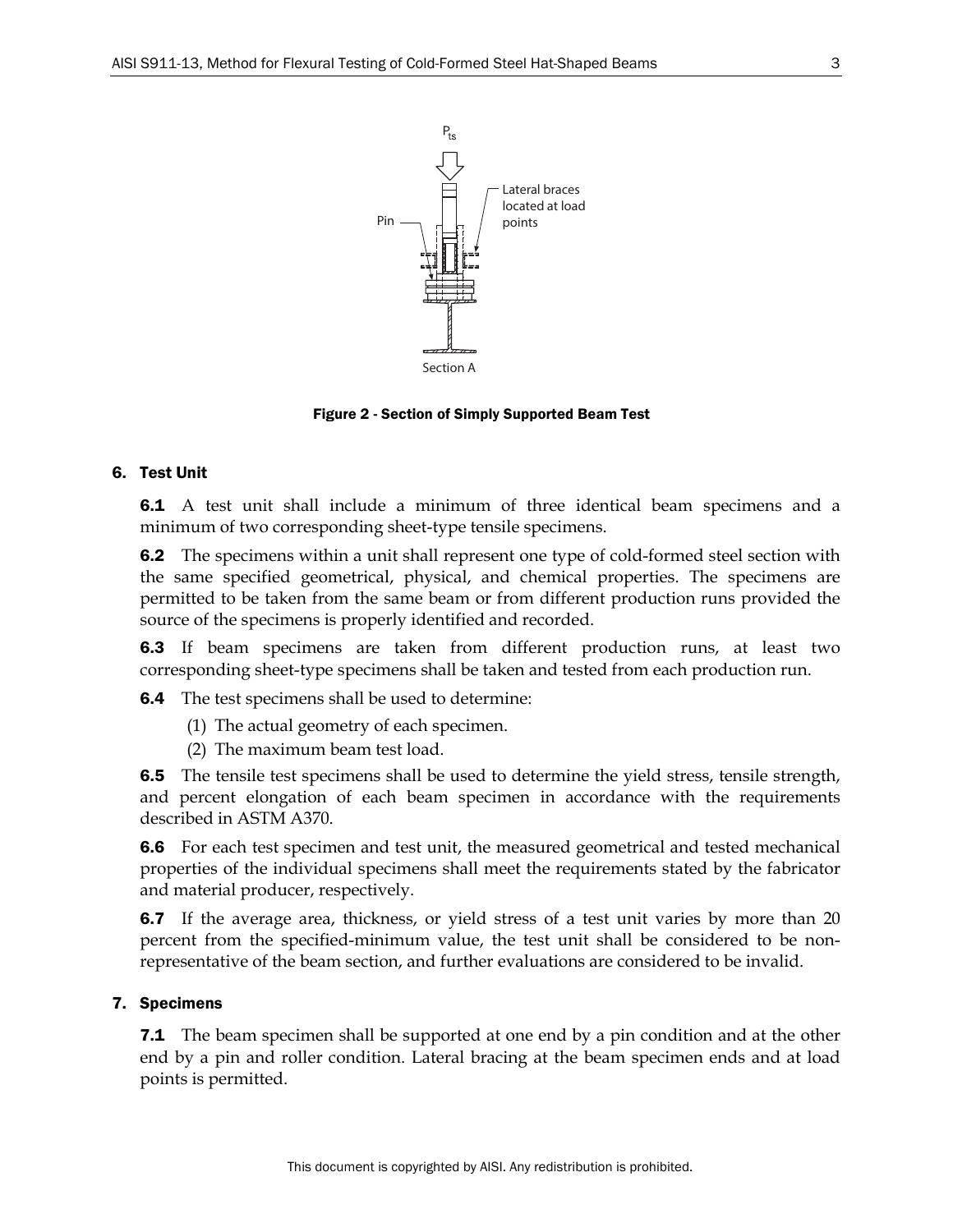Figure 2 - Section of Simply Supported Beam Test

## 6. Test Unit

**6.1** A test unit shall include a minimum of three identical beam specimens and a minimum of two corresponding sheet-type tensile specimens.

**6.2** The specimens within a unit shall represent one type of cold-formed steel section with the same specified geometrical, physical, and chemical properties. The specimens are permitted to be taken from the same beam or from different production runs provided the source of the specimens is properly identified and recorded.

**6.3** If beam specimens are taken from different production runs, at least two corresponding sheet-type specimens shall be taken and tested from each production run.

**6.4** The test specimens shall be used to determine:

(1) The actual geometry of each specimen.

(2) The maximum beam test load.

**6.5** The tensile test specimens shall be used to determine the yield stress, tensile strength, and percent elongation of each beam specimen in accordance with the requirements described in ASTM A370.

**6.6** For each test specimen and test unit, the measured geometrical and tested mechanical properties of the individual specimens shall meet the requirements stated by the fabricator and material producer, respectively.

**6.7** If the average area, thickness, or yield stress of a test unit varies by more than 20 percent from the specified-minimum value, the test unit shall be considered to be non-representative of the beam section, and further evaluations are considered to be invalid.

## 7. Specimens

**7.1** The beam specimen shall be supported at one end by a pin condition and at the other end by a pin and roller condition. Lateral bracing at the beam specimen ends and at load points is permitted.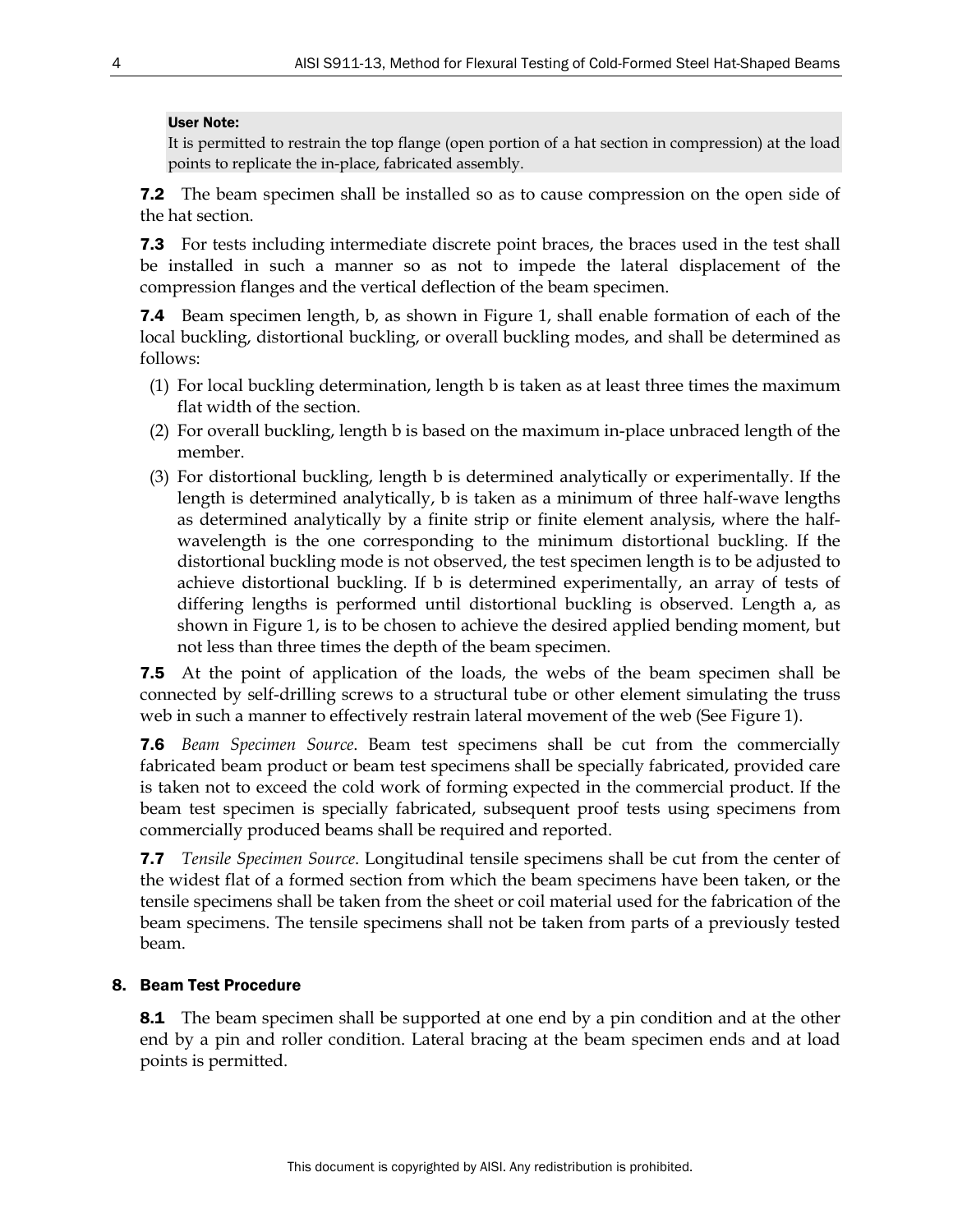**User Note:**

It is permitted to restrain the top flange (open portion of a hat section in compression) at the load points to replicate the in-place, fabricated assembly.

**7.2** The beam specimen shall be installed so as to cause compression on the open side of the hat section.

**7.3** For tests including intermediate discrete point braces, the braces used in the test shall be installed in such a manner so as not to impede the lateral displacement of the compression flanges and the vertical deflection of the beam specimen.

**7.4** Beam specimen length, b, as shown in Figure 1, shall enable formation of each of the local buckling, distortional buckling, or overall buckling modes, and shall be determined as follows:

(1) For local buckling determination, length b is taken as at least three times the maximum flat width of the section.

(2) For overall buckling, length b is based on the maximum in-place unbraced length of the member.

(3) For distortional buckling, length b is determined analytically or experimentally. If the length is determined analytically, b is taken as a minimum of three half-wave lengths as determined analytically by a finite strip or finite element analysis, where the half-wavelength is the one corresponding to the minimum distortional buckling. If the distortional buckling mode is not observed, the test specimen length is to be adjusted to achieve distortional buckling. If b is determined experimentally, an array of tests of differing lengths is performed until distortional buckling is observed. Length a, as shown in Figure 1, is to be chosen to achieve the desired applied bending moment, but not less than three times the depth of the beam specimen.

**7.5** At the point of application of the loads, the webs of the beam specimen shall be connected by self-drilling screws to a structural tube or other element simulating the truss web in such a manner to effectively restrain lateral movement of the web (See Figure 1).

**7.6** *Beam Specimen Source*. Beam test specimens shall be cut from the commercially fabricated beam product or beam test specimens shall be specially fabricated, provided care is taken not to exceed the cold work of forming expected in the commercial product. If the beam test specimen is specially fabricated, subsequent proof tests using specimens from commercially produced beams shall be required and reported.

**7.7** *Tensile Specimen Source*. Longitudinal tensile specimens shall be cut from the center of the widest flat of a formed section from which the beam specimens have been taken, or the tensile specimens shall be taken from the sheet or coil material used for the fabrication of the beam specimens. The tensile specimens shall not be taken from parts of a previously tested beam.

## 8. Beam Test Procedure

**8.1** The beam specimen shall be supported at one end by a pin condition and at the other end by a pin and roller condition. Lateral bracing at the beam specimen ends and at load points is permitted.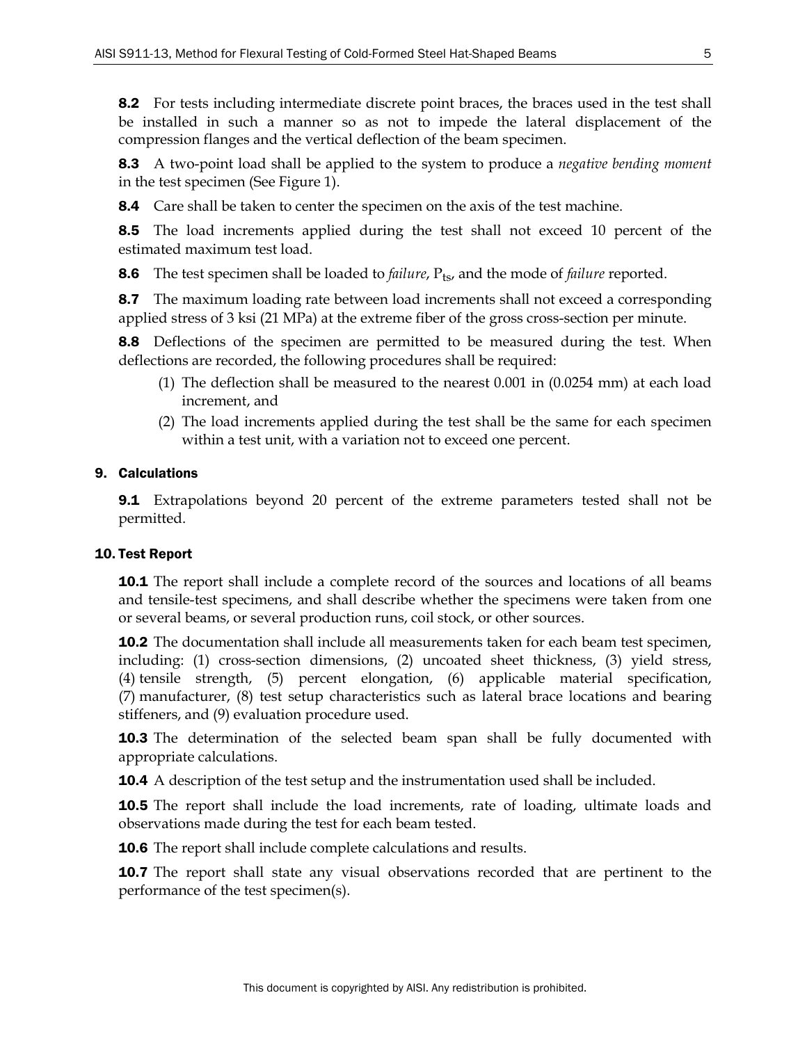**8.2** For tests including intermediate discrete point braces, the braces used in the test shall be installed in such a manner so as not to impede the lateral displacement of the compression flanges and the vertical deflection of the beam specimen.

**8.3** A two-point load shall be applied to the system to produce a *negative bending moment* in the test specimen (See Figure 1).

**8.4** Care shall be taken to center the specimen on the axis of the test machine.

**8.5** The load increments applied during the test shall not exceed 10 percent of the estimated maximum test load.

**8.6** The test specimen shall be loaded to *failure*, $P_{ts}$, and the mode of *failure* reported.

**8.7** The maximum loading rate between load increments shall not exceed a corresponding applied stress of 3 ksi (21 MPa) at the extreme fiber of the gross cross-section per minute.

**8.8** Deflections of the specimen are permitted to be measured during the test. When deflections are recorded, the following procedures shall be required:

(1) The deflection shall be measured to the nearest 0.001 in (0.0254 mm) at each load increment, and

(2) The load increments applied during the test shall be the same for each specimen within a test unit, with a variation not to exceed one percent.

## 9. Calculations

**9.1** Extrapolations beyond 20 percent of the extreme parameters tested shall not be permitted.

## 10. Test Report

**10.1** The report shall include a complete record of the sources and locations of all beams and tensile-test specimens, and shall describe whether the specimens were taken from one or several beams, or several production runs, coil stock, or other sources.

**10.2** The documentation shall include all measurements taken for each beam test specimen, including: (1) cross-section dimensions, (2) uncoated sheet thickness, (3) yield stress, (4) tensile strength, (5) percent elongation, (6) applicable material specification, (7) manufacturer, (8) test setup characteristics such as lateral brace locations and bearing stiffeners, and (9) evaluation procedure used.

**10.3** The determination of the selected beam span shall be fully documented with appropriate calculations.

**10.4** A description of the test setup and the instrumentation used shall be included.

**10.5** The report shall include the load increments, rate of loading, ultimate loads and observations made during the test for each beam tested.

**10.6** The report shall include complete calculations and results.

**10.7** The report shall state any visual observations recorded that are pertinent to the performance of the test specimen(s).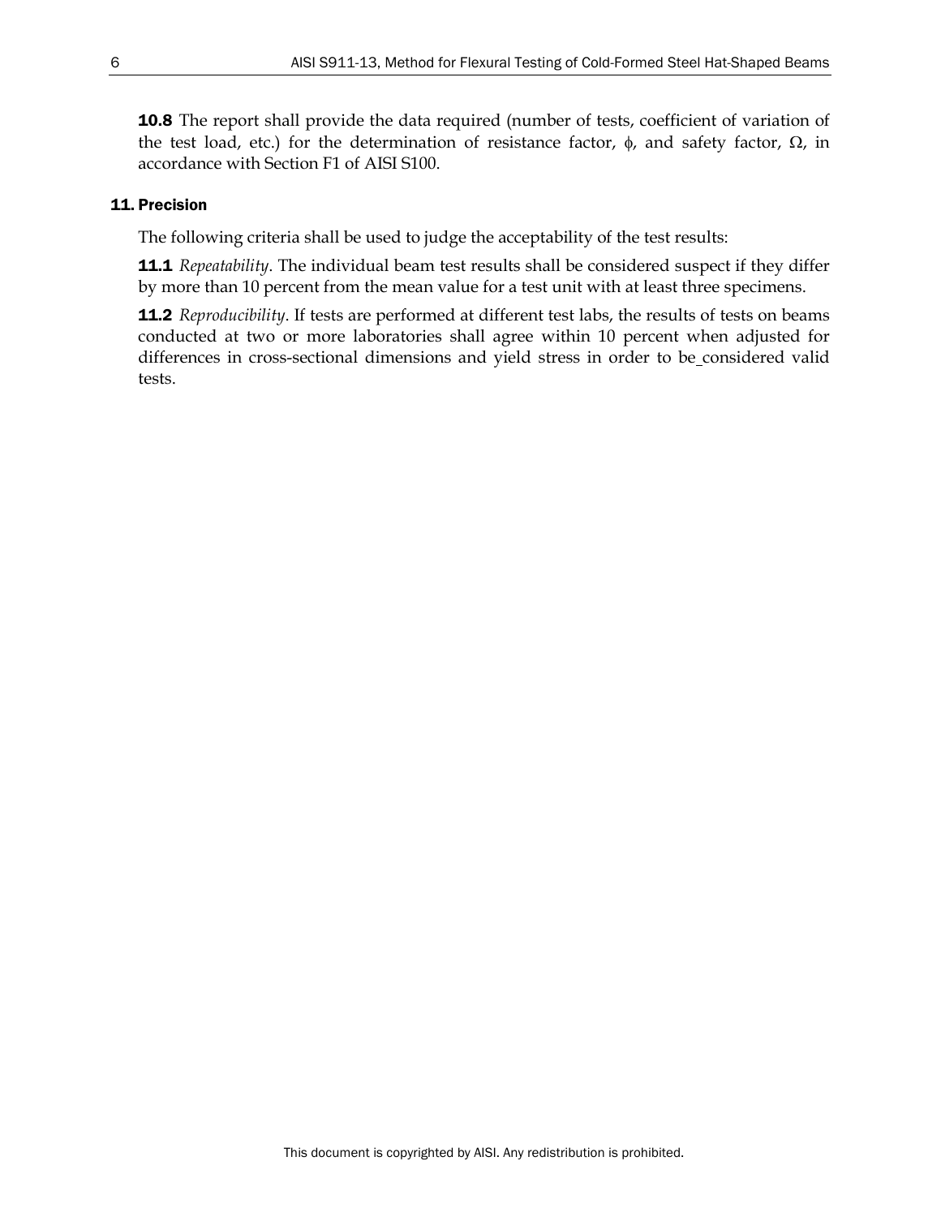**10.8** The report shall provide the data required (number of tests, coefficient of variation of the test load, etc.) for the determination of resistance factor, $\phi$, and safety factor, $\Omega$, in accordance with Section F1 of AISI S100.

## 11. Precision

The following criteria shall be used to judge the acceptability of the test results:

**11.1** *Repeatability*. The individual beam test results shall be considered suspect if they differ by more than 10 percent from the mean value for a test unit with at least three specimens.

**11.2** *Reproducibility*. If tests are performed at different test labs, the results of tests on beams conducted at two or more laboratories shall agree within 10 percent when adjusted for differences in cross-sectional dimensions and yield stress in order to be considered valid tests.

This document is copyrighted by AISI. Any redistribution is prohibited.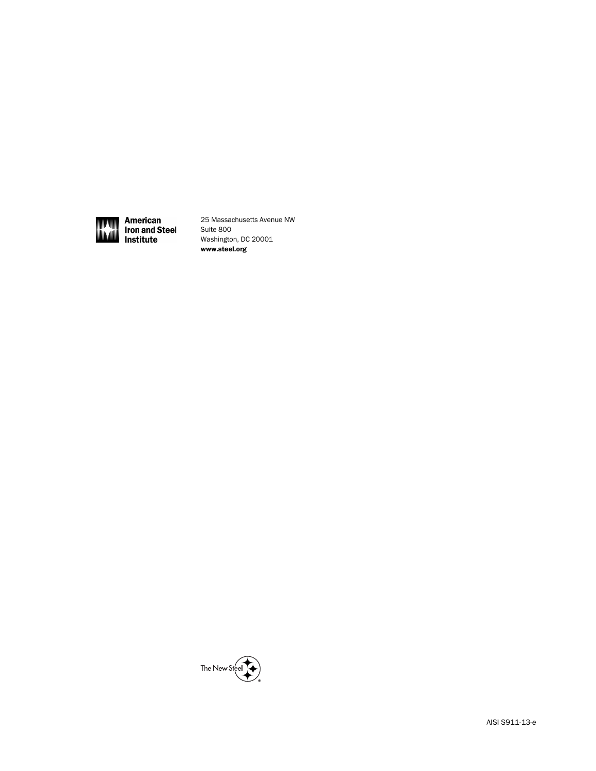American Iron and Steel Institute

25 Massachusetts Avenue NW
Suite 800
Washington, DC 20001
**www.steel.org**

The New Steel

AISI S911-13-e